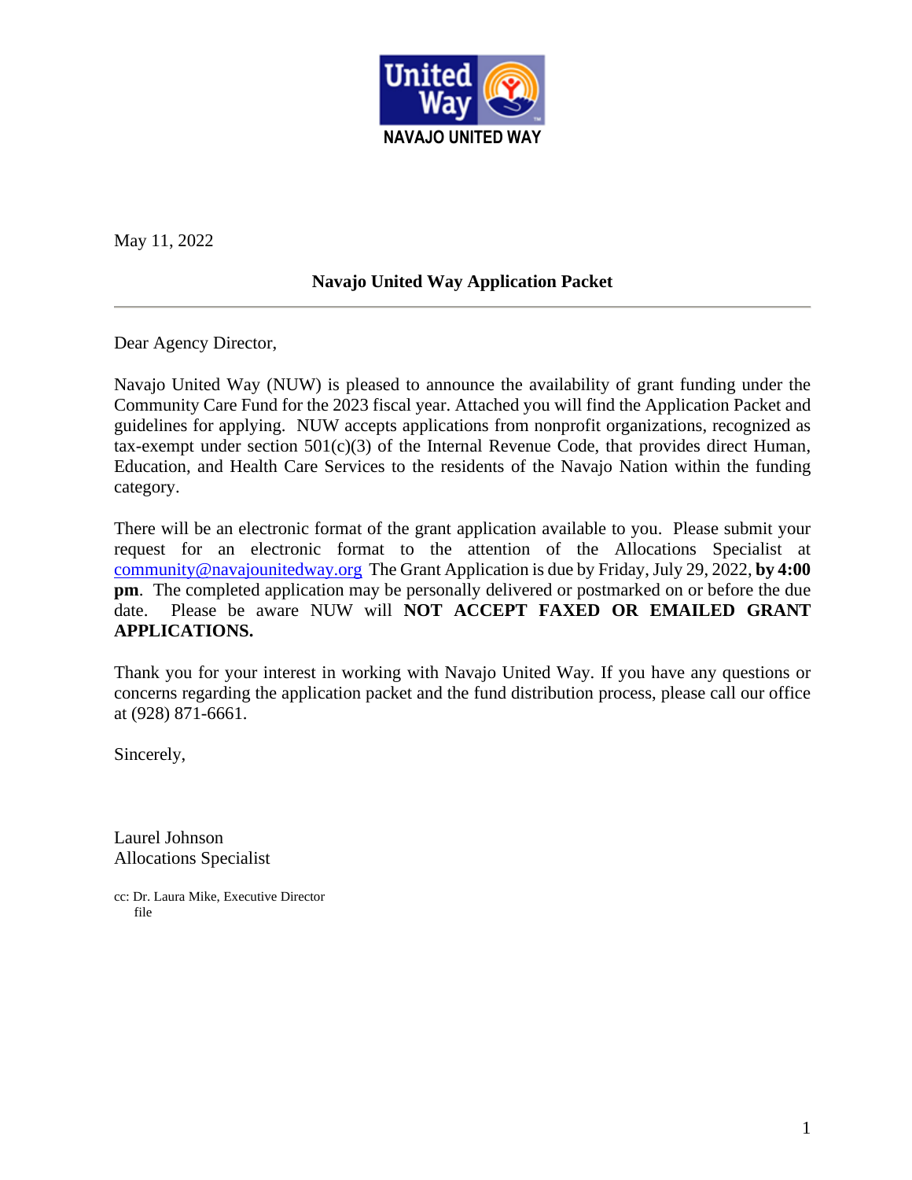NAVAJO UNITED WAY

May 11, 2022

**Navajo United Way Application Packet**

---

Dear Agency Director,

Navajo United Way (NUW) is pleased to announce the availability of grant funding under the Community Care Fund for the 2023 fiscal year. Attached you will find the Application Packet and guidelines for applying. NUW accepts applications from nonprofit organizations, recognized as tax-exempt under section 501(c)(3) of the Internal Revenue Code, that provides direct Human, Education, and Health Care Services to the residents of the Navajo Nation within the funding category.

There will be an electronic format of the grant application available to you. Please submit your request for an electronic format to the attention of the Allocations Specialist at community@navajounitedway.org The Grant Application is due by Friday, July 29, 2022, **by 4:00 pm**. The completed application may be personally delivered or postmarked on or before the due date. Please be aware NUW will **NOT ACCEPT FAXED OR EMAILED GRANT APPLICATIONS.**

Thank you for your interest in working with Navajo United Way. If you have any questions or concerns regarding the application packet and the fund distribution process, please call our office at (928) 871-6661.

Sincerely,

Laurel Johnson
Allocations Specialist

cc: Dr. Laura Mike, Executive Director
file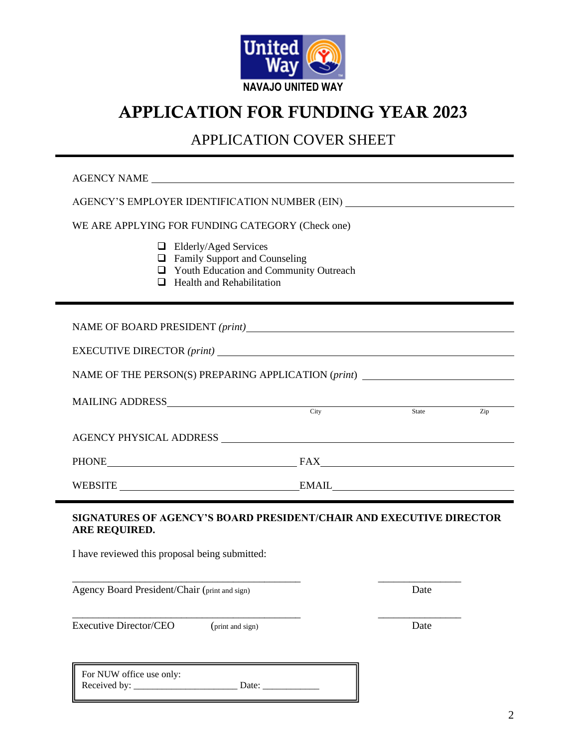NAVAJO UNITED WAY

# APPLICATION FOR FUNDING YEAR 2023

## APPLICATION COVER SHEET

---

AGENCY NAME ______________________________________________________________

AGENCY'S EMPLOYER IDENTIFICATION NUMBER (EIN) ______________________________

WE ARE APPLYING FOR FUNDING CATEGORY (Check one)

- ☐ Elderly/Aged Services
- ☐ Family Support and Counseling
- ☐ Youth Education and Community Outreach
- ☐ Health and Rehabilitation

---

NAME OF BOARD PRESIDENT *(print)* ____________________________________________

EXECUTIVE DIRECTOR *(print)* _________________________________________________

NAME OF THE PERSON(S) PREPARING APPLICATION (*print*) _________________________

MAILING ADDRESS_________________________________________________________
City State Zip

AGENCY PHYSICAL ADDRESS _________________________________________________

PHONE_____________________________ FAX_____________________________

WEBSITE ___________________________ EMAIL___________________________

---

**SIGNATURES OF AGENCY'S BOARD PRESIDENT/CHAIR AND EXECUTIVE DIRECTOR ARE REQUIRED.**

I have reviewed this proposal being submitted:

_________________________________________ _______________

Agency Board President/Chair (print and sign) Date

_________________________________________ _______________

Executive Director/CEO (print and sign) Date

| For NUW office use only:<br>Received by: _____________________ Date: ____________ |
|---|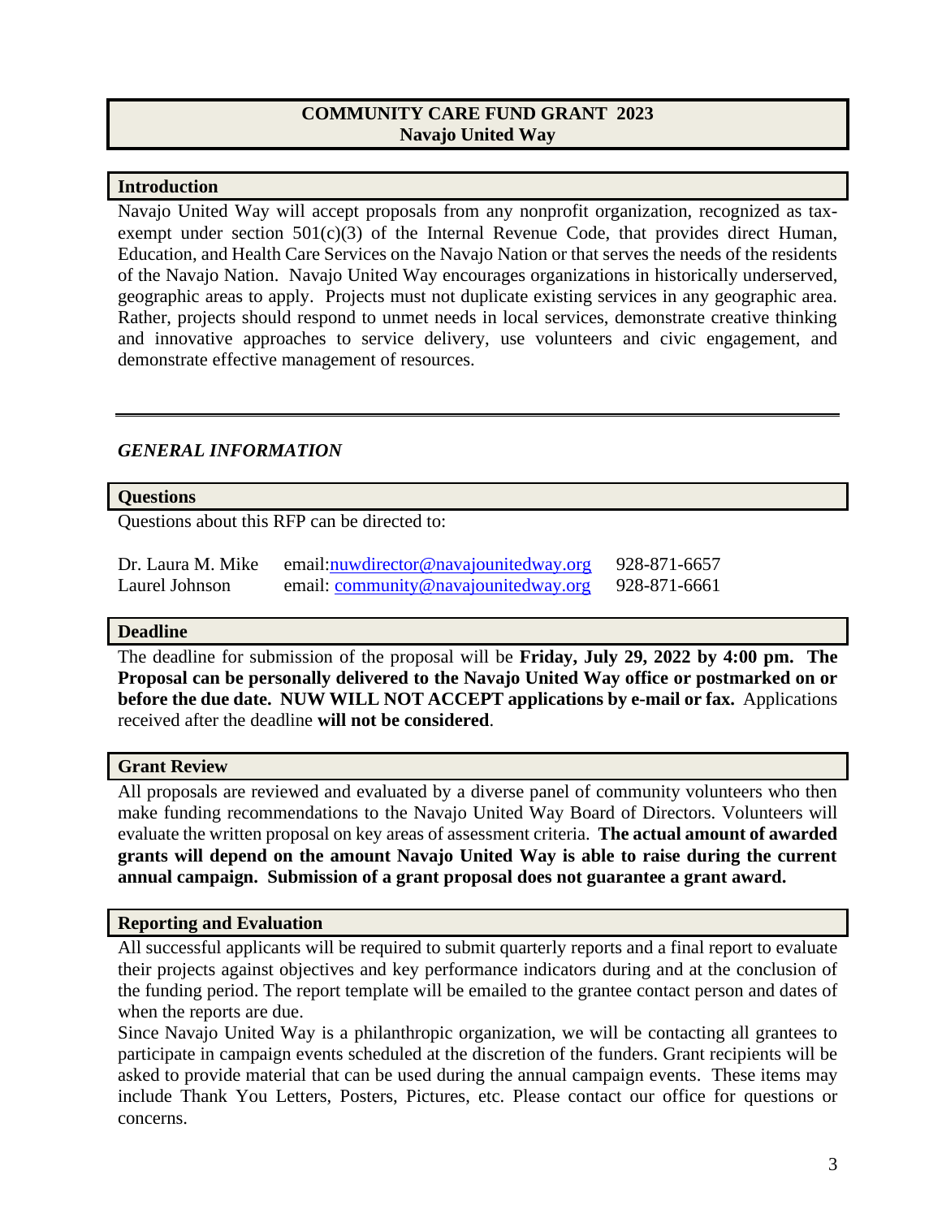# COMMUNITY CARE FUND GRANT 2023
# Navajo United Way

## Introduction

Navajo United Way will accept proposals from any nonprofit organization, recognized as tax-exempt under section 501(c)(3) of the Internal Revenue Code, that provides direct Human, Education, and Health Care Services on the Navajo Nation or that serves the needs of the residents of the Navajo Nation. Navajo United Way encourages organizations in historically underserved, geographic areas to apply. Projects must not duplicate existing services in any geographic area. Rather, projects should respond to unmet needs in local services, demonstrate creative thinking and innovative approaches to service delivery, use volunteers and civic engagement, and demonstrate effective management of resources.

---

## *GENERAL INFORMATION*

### Questions

Questions about this RFP can be directed to:

| | | |
|---|---|---|
| Dr. Laura M. Mike | email:nuwdirector@navajounitedway.org | 928-871-6657 |
| Laurel Johnson | email: community@navajounitedway.org | 928-871-6661 |

### Deadline

The deadline for submission of the proposal will be **Friday, July 29, 2022 by 4:00 pm. The Proposal can be personally delivered to the Navajo United Way office or postmarked on or before the due date. NUW WILL NOT ACCEPT applications by e-mail or fax.** Applications received after the deadline **will not be considered**.

### Grant Review

All proposals are reviewed and evaluated by a diverse panel of community volunteers who then make funding recommendations to the Navajo United Way Board of Directors. Volunteers will evaluate the written proposal on key areas of assessment criteria. **The actual amount of awarded grants will depend on the amount Navajo United Way is able to raise during the current annual campaign. Submission of a grant proposal does not guarantee a grant award.**

### Reporting and Evaluation

All successful applicants will be required to submit quarterly reports and a final report to evaluate their projects against objectives and key performance indicators during and at the conclusion of the funding period. The report template will be emailed to the grantee contact person and dates of when the reports are due.

Since Navajo United Way is a philanthropic organization, we will be contacting all grantees to participate in campaign events scheduled at the discretion of the funders. Grant recipients will be asked to provide material that can be used during the annual campaign events. These items may include Thank You Letters, Posters, Pictures, etc. Please contact our office for questions or concerns.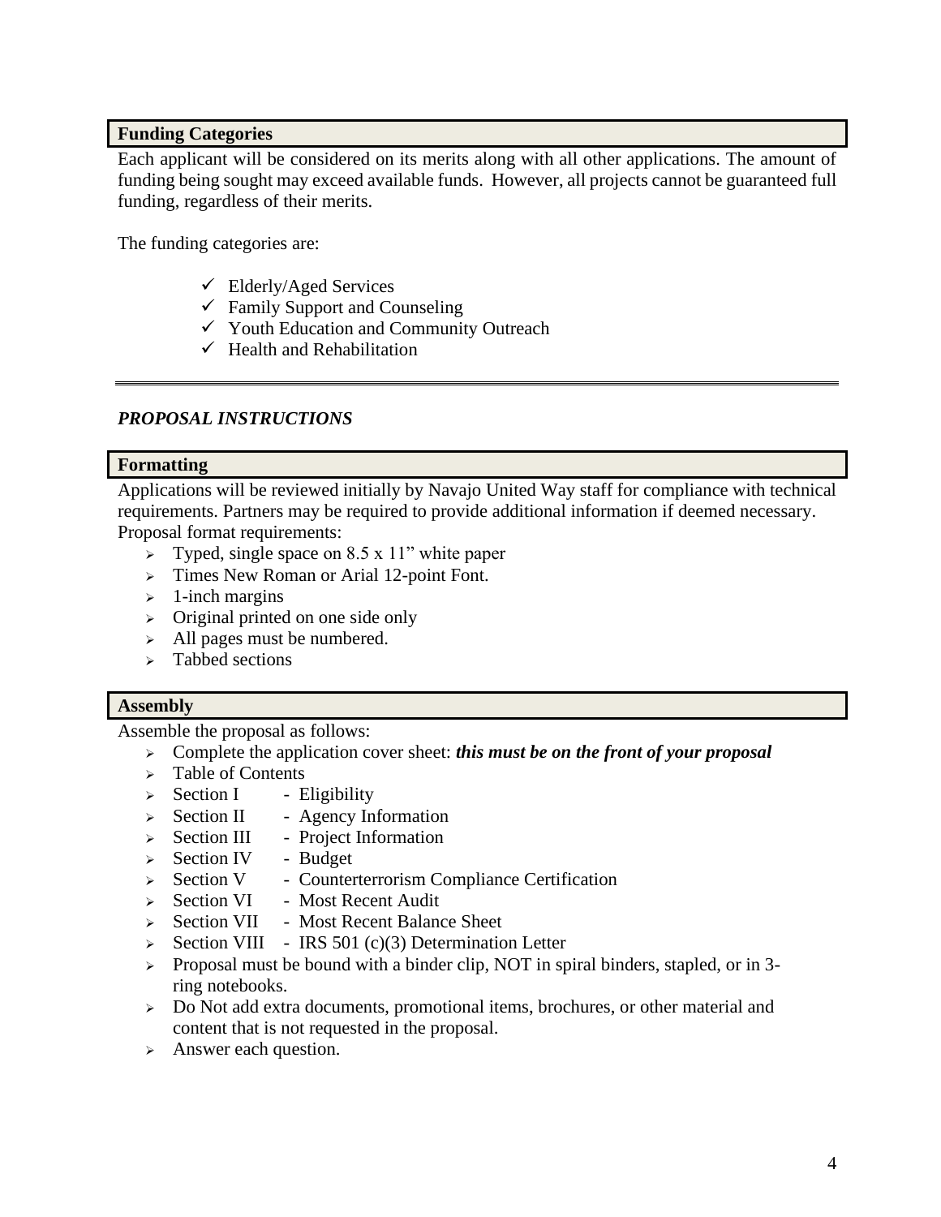### Funding Categories

Each applicant will be considered on its merits along with all other applications. The amount of funding being sought may exceed available funds. However, all projects cannot be guaranteed full funding, regardless of their merits.

The funding categories are:

- ✓ Elderly/Aged Services
- ✓ Family Support and Counseling
- ✓ Youth Education and Community Outreach
- ✓ Health and Rehabilitation

---

## *PROPOSAL INSTRUCTIONS*

### Formatting

Applications will be reviewed initially by Navajo United Way staff for compliance with technical requirements. Partners may be required to provide additional information if deemed necessary. Proposal format requirements:

- Typed, single space on 8.5 x 11" white paper
- Times New Roman or Arial 12-point Font.
- 1-inch margins
- Original printed on one side only
- All pages must be numbered.
- Tabbed sections

### Assembly

Assemble the proposal as follows:

- Complete the application cover sheet: ***this must be on the front of your proposal***
- Table of Contents
- Section I - Eligibility
- Section II - Agency Information
- Section III - Project Information
- Section IV - Budget
- Section V - Counterterrorism Compliance Certification
- Section VI - Most Recent Audit
- Section VII - Most Recent Balance Sheet
- Section VIII - IRS 501 (c)(3) Determination Letter
- Proposal must be bound with a binder clip, NOT in spiral binders, stapled, or in 3-ring notebooks.
- Do Not add extra documents, promotional items, brochures, or other material and content that is not requested in the proposal.
- Answer each question.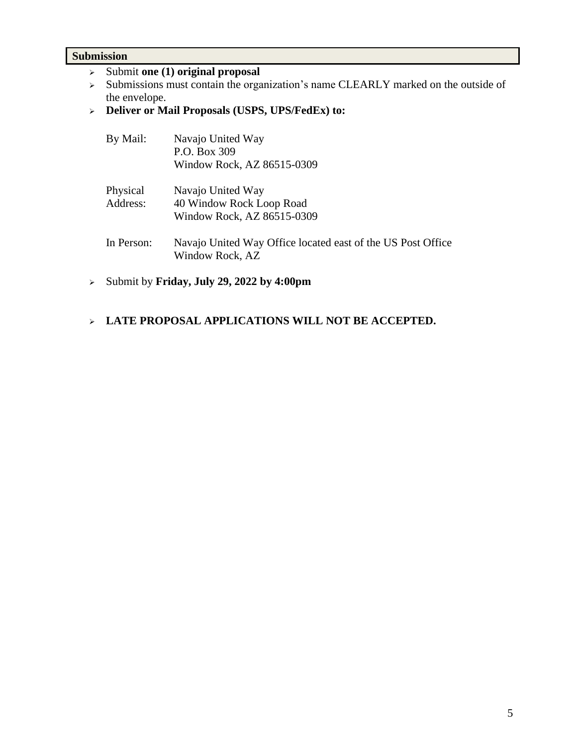## Submission

- Submit **one (1) original proposal**
- Submissions must contain the organization's name CLEARLY marked on the outside of the envelope.
- **Deliver or Mail Proposals (USPS, UPS/FedEx) to:**

| | |
|---|---|
| By Mail: | Navajo United Way<br>P.O. Box 309<br>Window Rock, AZ 86515-0309 |
| Physical Address: | Navajo United Way<br>40 Window Rock Loop Road<br>Window Rock, AZ 86515-0309 |
| In Person: | Navajo United Way Office located east of the US Post Office<br>Window Rock, AZ |

- Submit by **Friday, July 29, 2022 by 4:00pm**

- **LATE PROPOSAL APPLICATIONS WILL NOT BE ACCEPTED.**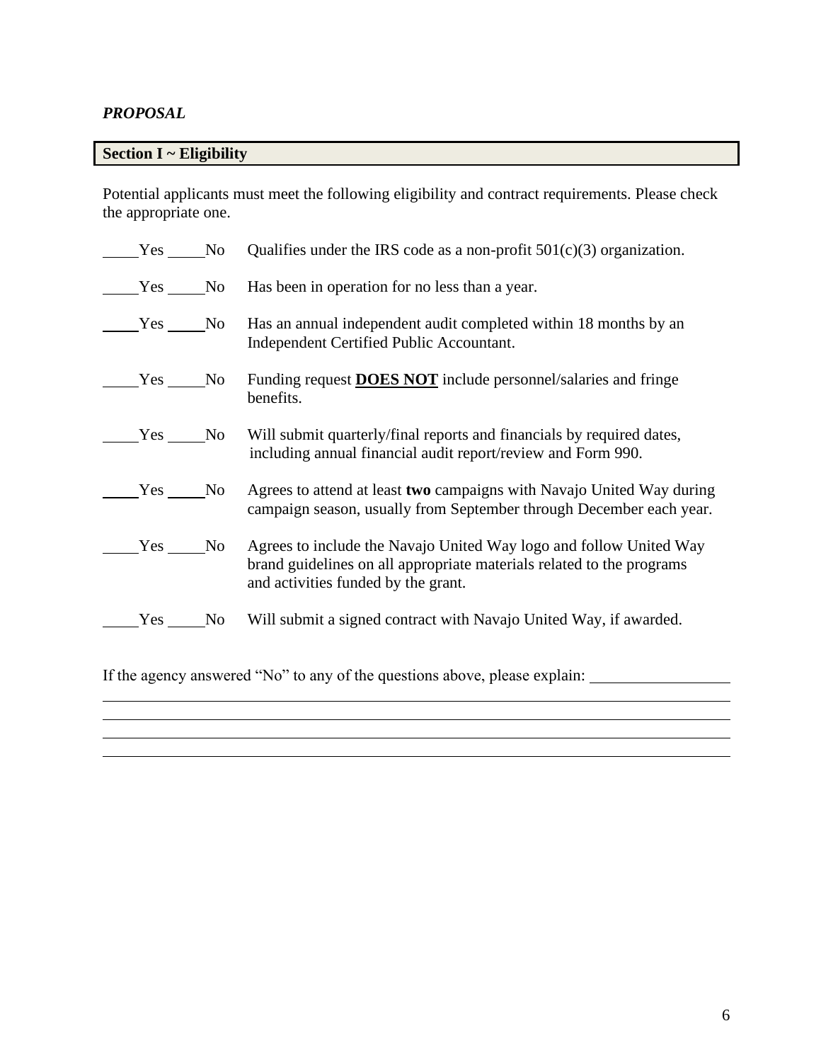***PROPOSAL***

## Section I ~ Eligibility

Potential applicants must meet the following eligibility and contract requirements. Please check the appropriate one.

_____Yes _____No Qualifies under the IRS code as a non-profit 501(c)(3) organization.

_____Yes _____No Has been in operation for no less than a year.

_____Yes _____No Has an annual independent audit completed within 18 months by an Independent Certified Public Accountant.

_____Yes _____No Funding request **DOES NOT** include personnel/salaries and fringe benefits.

_____Yes _____No Will submit quarterly/final reports and financials by required dates, including annual financial audit report/review and Form 990.

_____Yes _____No Agrees to attend at least **two** campaigns with Navajo United Way during campaign season, usually from September through December each year.

_____Yes _____No Agrees to include the Navajo United Way logo and follow United Way brand guidelines on all appropriate materials related to the programs and activities funded by the grant.

_____Yes _____No Will submit a signed contract with Navajo United Way, if awarded.

If the agency answered "No" to any of the questions above, please explain: ____________________

______________________________________________________________________________

______________________________________________________________________________

______________________________________________________________________________

______________________________________________________________________________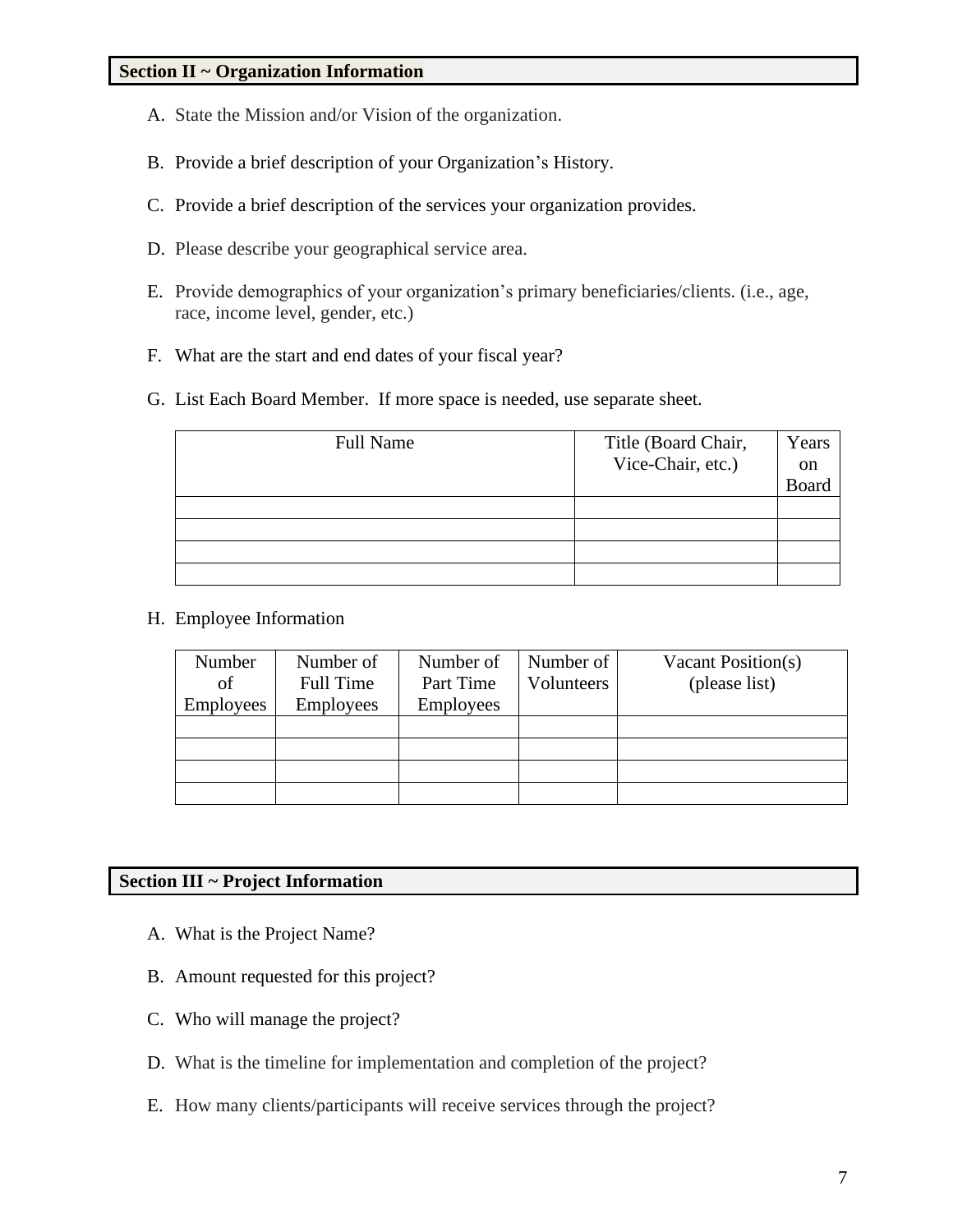## Section II ~ Organization Information

A. State the Mission and/or Vision of the organization.

B. Provide a brief description of your Organization's History.

C. Provide a brief description of the services your organization provides.

D. Please describe your geographical service area.

E. Provide demographics of your organization's primary beneficiaries/clients. (i.e., age, race, income level, gender, etc.)

F. What are the start and end dates of your fiscal year?

G. List Each Board Member. If more space is needed, use separate sheet.

| Full Name | Title (Board Chair, Vice-Chair, etc.) | Years on Board |
|---|---|---|
| | | |
| | | |
| | | |
| | | |

H. Employee Information

| Number of Employees | Number of Full Time Employees | Number of Part Time Employees | Number of Volunteers | Vacant Position(s) (please list) |
|---|---|---|---|---|
| | | | | |
| | | | | |
| | | | | |
| | | | | |

## Section III ~ Project Information

A. What is the Project Name?

B. Amount requested for this project?

C. Who will manage the project?

D. What is the timeline for implementation and completion of the project?

E. How many clients/participants will receive services through the project?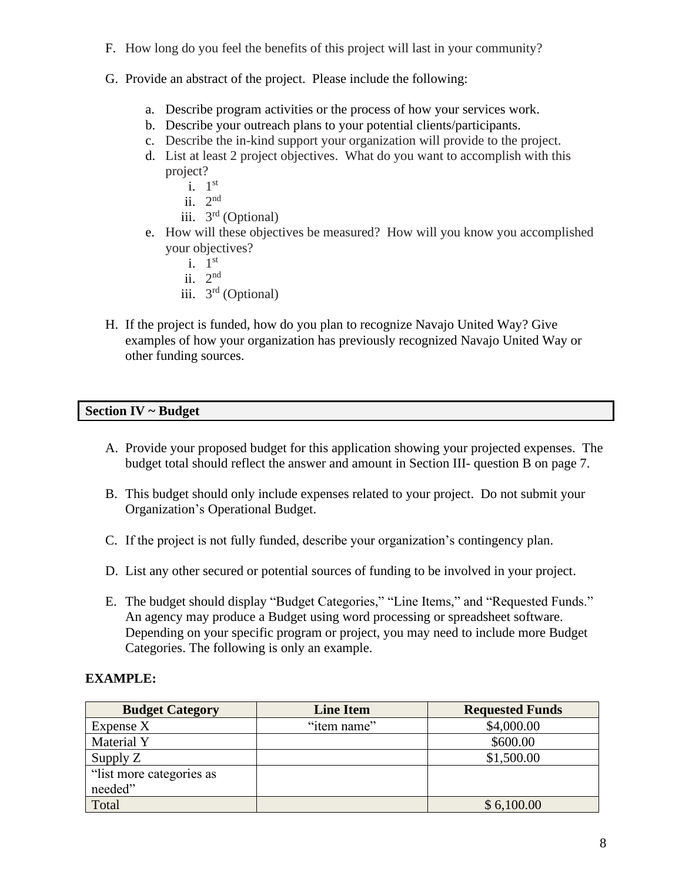F. How long do you feel the benefits of this project will last in your community?

G. Provide an abstract of the project. Please include the following:

   a. Describe program activities or the process of how your services work.
   b. Describe your outreach plans to your potential clients/participants.
   c. Describe the in-kind support your organization will provide to the project.
   d. List at least 2 project objectives. What do you want to accomplish with this project?
      i. 1st
      ii. 2nd
      iii. 3rd (Optional)
   e. How will these objectives be measured? How will you know you accomplished your objectives?
      i. 1st
      ii. 2nd
      iii. 3rd (Optional)

H. If the project is funded, how do you plan to recognize Navajo United Way? Give examples of how your organization has previously recognized Navajo United Way or other funding sources.

## Section IV ~ Budget

A. Provide your proposed budget for this application showing your projected expenses. The budget total should reflect the answer and amount in Section III- question B on page 7.

B. This budget should only include expenses related to your project. Do not submit your Organization's Operational Budget.

C. If the project is not fully funded, describe your organization's contingency plan.

D. List any other secured or potential sources of funding to be involved in your project.

E. The budget should display "Budget Categories," "Line Items," and "Requested Funds." An agency may produce a Budget using word processing or spreadsheet software. Depending on your specific program or project, you may need to include more Budget Categories. The following is only an example.

**EXAMPLE:**

| Budget Category | Line Item | Requested Funds |
|---|---|---|
| Expense X | "item name" | $4,000.00 |
| Material Y | | $600.00 |
| Supply Z | | $1,500.00 |
| "list more categories as needed" | | |
| Total | | $ 6,100.00 |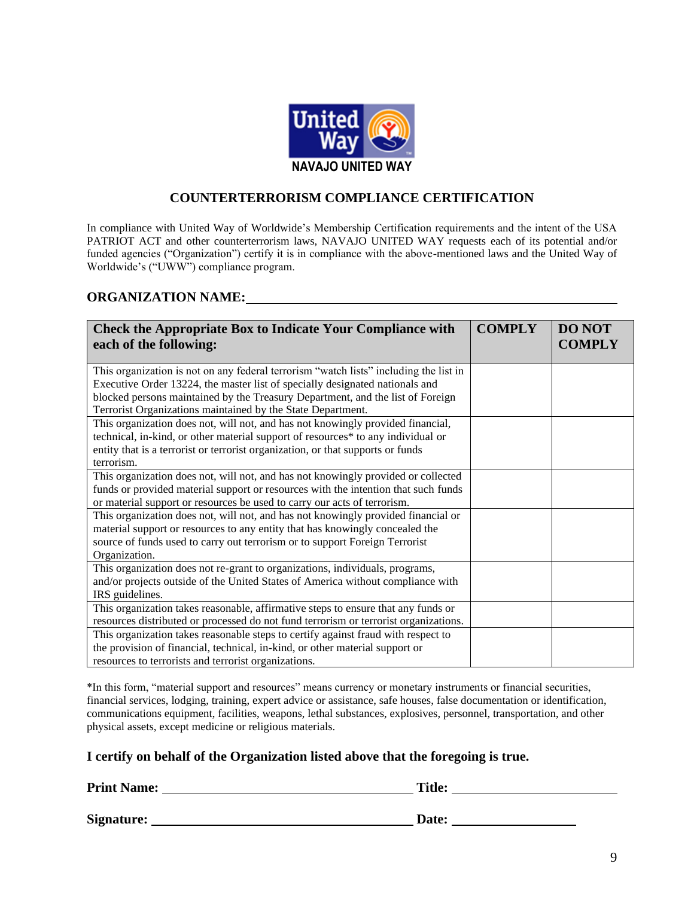NAVAJO UNITED WAY

## COUNTERTERRORISM COMPLIANCE CERTIFICATION

In compliance with United Way of Worldwide's Membership Certification requirements and the intent of the USA PATRIOT ACT and other counterterrorism laws, NAVAJO UNITED WAY requests each of its potential and/or funded agencies ("Organization") certify it is in compliance with the above-mentioned laws and the United Way of Worldwide's ("UWW") compliance program.

**ORGANIZATION NAME:** \_\_\_\_\_\_\_\_\_\_\_\_\_\_\_\_\_\_\_\_\_\_\_\_\_\_\_\_\_\_\_\_\_\_\_\_\_\_\_\_\_\_\_\_

| Check the Appropriate Box to Indicate Your Compliance with each of the following: | COMPLY | DO NOT COMPLY |
|---|---|---|
| This organization is not on any federal terrorism "watch lists" including the list in Executive Order 13224, the master list of specially designated nationals and blocked persons maintained by the Treasury Department, and the list of Foreign Terrorist Organizations maintained by the State Department. | | |
| This organization does not, will not, and has not knowingly provided financial, technical, in-kind, or other material support of resources* to any individual or entity that is a terrorist or terrorist organization, or that supports or funds terrorism. | | |
| This organization does not, will not, and has not knowingly provided or collected funds or provided material support or resources with the intention that such funds or material support or resources be used to carry our acts of terrorism. | | |
| This organization does not, will not, and has not knowingly provided financial or material support or resources to any entity that has knowingly concealed the source of funds used to carry out terrorism or to support Foreign Terrorist Organization. | | |
| This organization does not re-grant to organizations, individuals, programs, and/or projects outside of the United States of America without compliance with IRS guidelines. | | |
| This organization takes reasonable, affirmative steps to ensure that any funds or resources distributed or processed do not fund terrorism or terrorist organizations. | | |
| This organization takes reasonable steps to certify against fraud with respect to the provision of financial, technical, in-kind, or other material support or resources to terrorists and terrorist organizations. | | |

*In this form, "material support and resources" means currency or monetary instruments or financial securities, financial services, lodging, training, expert advice or assistance, safe houses, false documentation or identification, communications equipment, facilities, weapons, lethal substances, explosives, personnel, transportation, and other physical assets, except medicine or religious materials.

**I certify on behalf of the Organization listed above that the foregoing is true.**

**Print Name:** \_\_\_\_\_\_\_\_\_\_\_\_\_\_\_\_\_\_\_\_\_\_\_\_\_\_\_\_\_\_ **Title:** \_\_\_\_\_\_\_\_\_\_\_\_\_\_\_\_\_\_\_\_

**Signature:** \_\_\_\_\_\_\_\_\_\_\_\_\_\_\_\_\_\_\_\_\_\_\_\_\_\_\_\_\_\_ **Date:** \_\_\_\_\_\_\_\_\_\_\_\_\_\_\_